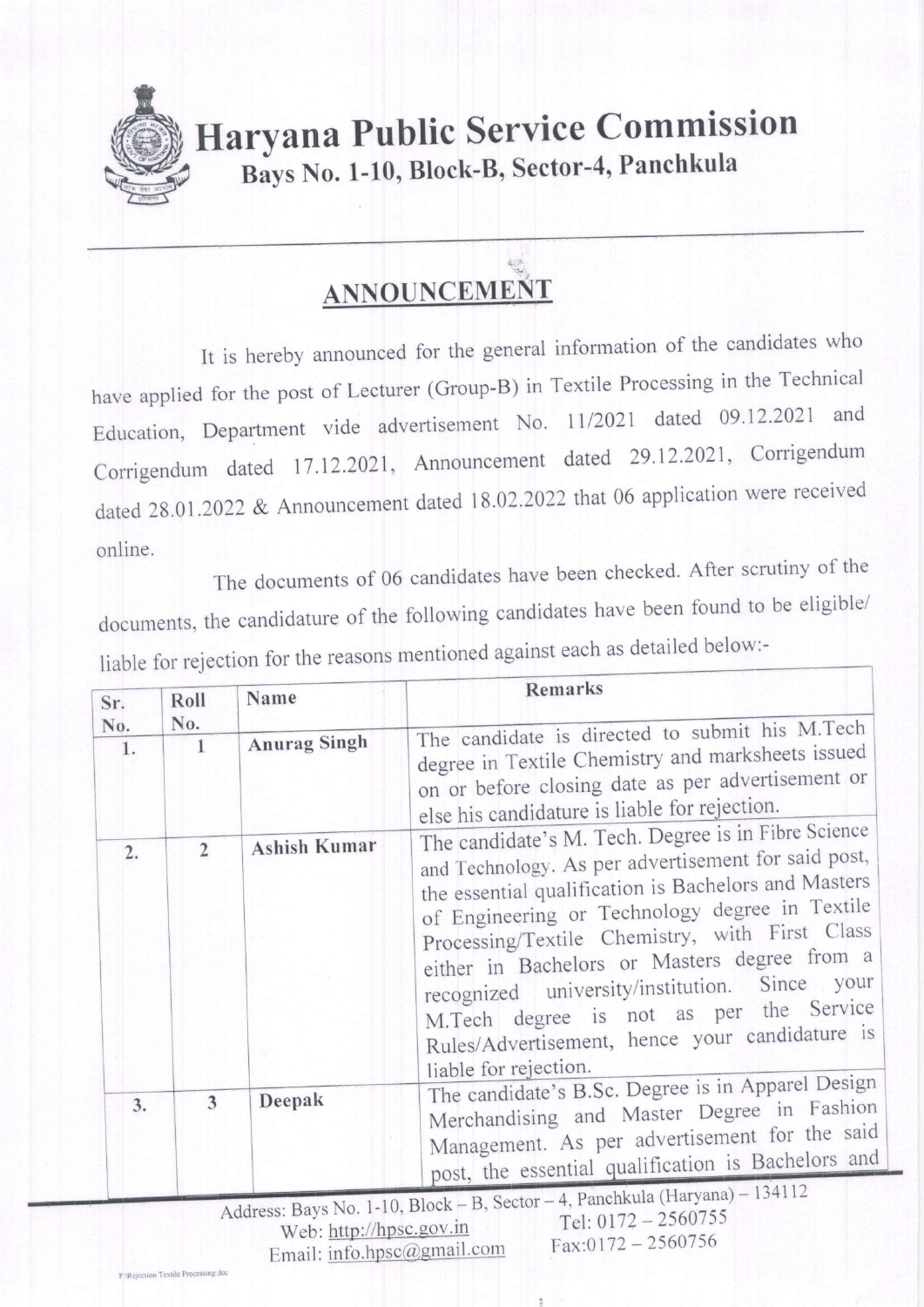# Haryana Public Service Commission

**Bays No. 1-10, Block-B, Sector-4, Panchkula**

## ANNOUNCEMENT

It is hereby announced for the general information of the candidates who have applied for the post of Lecturer (Group-B) in Textile Processing in the Technical Education, Department vide advertisement No. 11/2021 dated 09.12.2021 and Corrigendum dated 17.12.2021, Announcement dated 29.12.2021, Corrigendum dated 28.01.2022 & Announcement dated 18.02.2022 that 06 application were received online.

The documents of 06 candidates have been checked. After scrutiny of the documents, the candidature of the following candidates have been found to be eligible/ liable for rejection for the reasons mentioned against each as detailed below:-

| Sr. No. | Roll No. | Name | Remarks |
|---|---|---|---|
| 1. | 1 | **Anurag Singh** | The candidate is directed to submit his M.Tech degree in Textile Chemistry and marksheets issued on or before closing date as per advertisement or else his candidature is liable for rejection. |
| 2. | 2 | **Ashish Kumar** | The candidate's M. Tech. Degree is in Fibre Science and Technology. As per advertisement for said post, the essential qualification is Bachelors and Masters of Engineering or Technology degree in Textile Processing/Textile Chemistry, with First Class either in Bachelors or Masters degree from a recognized university/institution. Since your M.Tech degree is not as per the Service Rules/Advertisement, hence your candidature is liable for rejection. |
| 3. | 3 | **Deepak** | The candidate's B.Sc. Degree is in Apparel Design Merchandising and Master Degree in Fashion Management. As per advertisement for the said post, the essential qualification is Bachelors and |

Address: Bays No. 1-10, Block – B, Sector – 4, Panchkula (Haryana) – 134112
Web: http://hpsc.gov.in Tel: 0172 – 2560755
Email: info.hpsc@gmail.com Fax:0172 – 2560756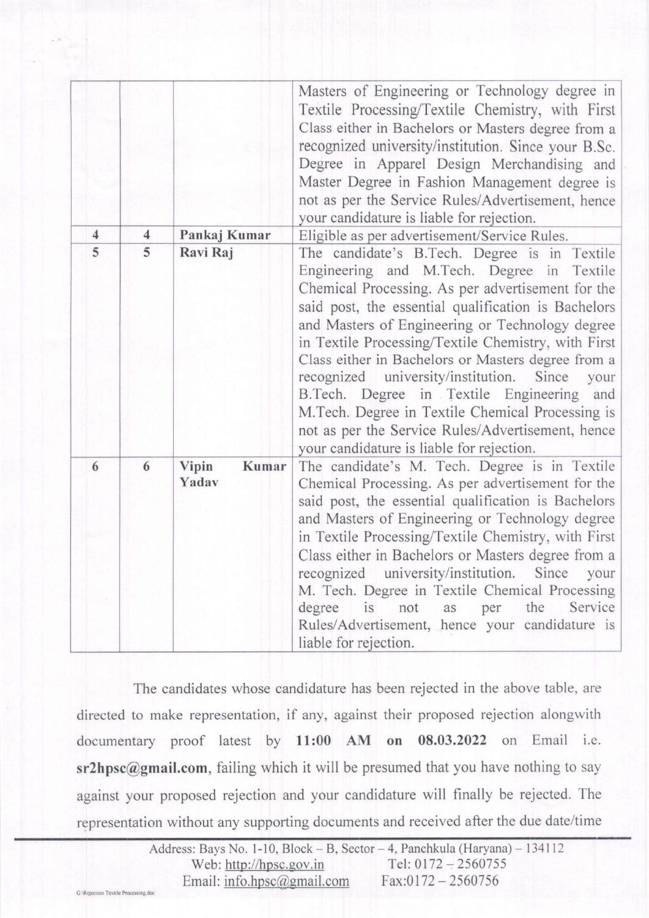| | | | |
|---|---|---|---|
| | | | Masters of Engineering or Technology degree in Textile Processing/Textile Chemistry, with First Class either in Bachelors or Masters degree from a recognized university/institution. Since your B.Sc. Degree in Apparel Design Merchandising and Master Degree in Fashion Management degree is not as per the Service Rules/Advertisement, hence your candidature is liable for rejection. |
| 4 | 4 | **Pankaj Kumar** | Eligible as per advertisement/Service Rules. |
| 5 | 5 | **Ravi Raj** | The candidate's B.Tech. Degree is in Textile Engineering and M.Tech. Degree in Textile Chemical Processing. As per advertisement for the said post, the essential qualification is Bachelors and Masters of Engineering or Technology degree in Textile Processing/Textile Chemistry, with First Class either in Bachelors or Masters degree from a recognized university/institution. Since your B.Tech. Degree in Textile Engineering and M.Tech. Degree in Textile Chemical Processing is not as per the Service Rules/Advertisement, hence your candidature is liable for rejection. |
| 6 | 6 | **Vipin Kumar Yadav** | The candidate's M. Tech. Degree is in Textile Chemical Processing. As per advertisement for the said post, the essential qualification is Bachelors and Masters of Engineering or Technology degree in Textile Processing/Textile Chemistry, with First Class either in Bachelors or Masters degree from a recognized university/institution. Since your M. Tech. Degree in Textile Chemical Processing degree is not as per the Service Rules/Advertisement, hence your candidature is liable for rejection. |

The candidates whose candidature has been rejected in the above table, are directed to make representation, if any, against their proposed rejection alongwith documentary proof latest by **11:00 AM on 08.03.2022** on Email i.e. **sr2hpsc@gmail.com**, failing which it will be presumed that you have nothing to say against your proposed rejection and your candidature will finally be rejected. The representation without any supporting documents and received after the due date/time

Address: Bays No. 1-10, Block – B, Sector – 4, Panchkula (Haryana) – 134112
Web: http://hpsc.gov.in Tel: 0172 – 2560755
Email: info.hpsc@gmail.com Fax:0172 – 2560756

G:\Rejection Textile Processing.doc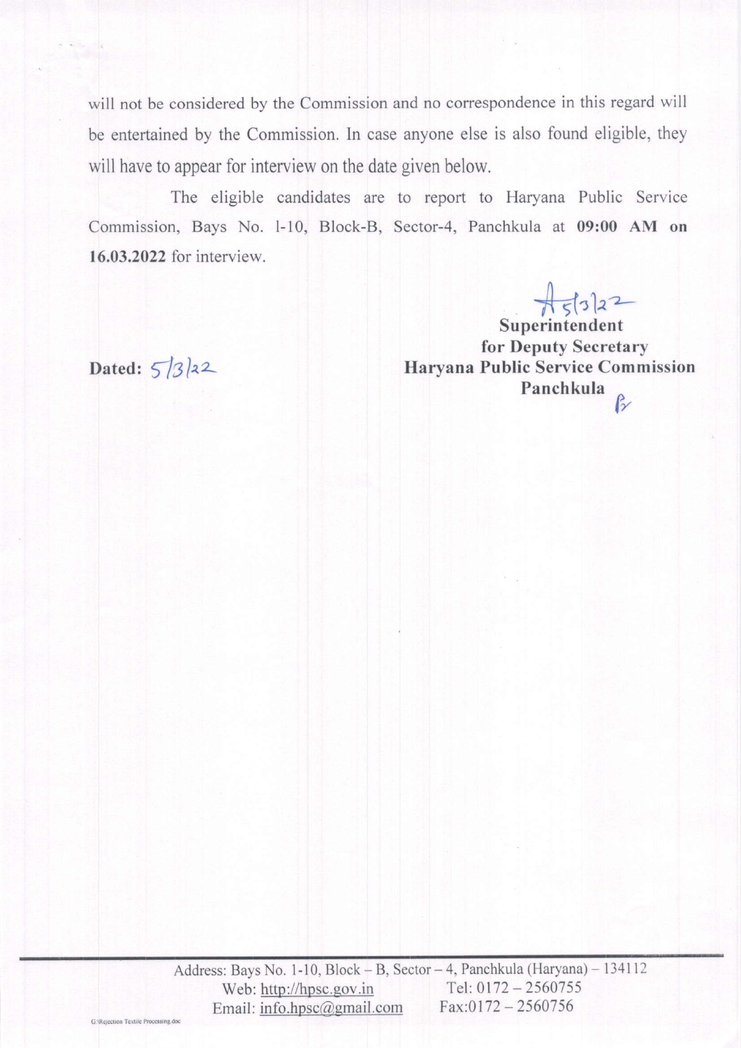will not be considered by the Commission and no correspondence in this regard will be entertained by the Commission. In case anyone else is also found eligible, they will have to appear for interview on the date given below.

The eligible candidates are to report to Haryana Public Service Commission, Bays No. 1-10, Block-B, Sector-4, Panchkula at **09:00 AM on 16.03.2022** for interview.

**Dated:** 5/3/22

**Superintendent**
**for Deputy Secretary**
**Haryana Public Service Commission**
**Panchkula**

Address: Bays No. 1-10, Block – B, Sector – 4, Panchkula (Haryana) – 134112
Web: http://hpsc.gov.in Tel: 0172 – 2560755
Email: info.hpsc@gmail.com Fax:0172 – 2560756

G:\Rejection Textile Processing.doc